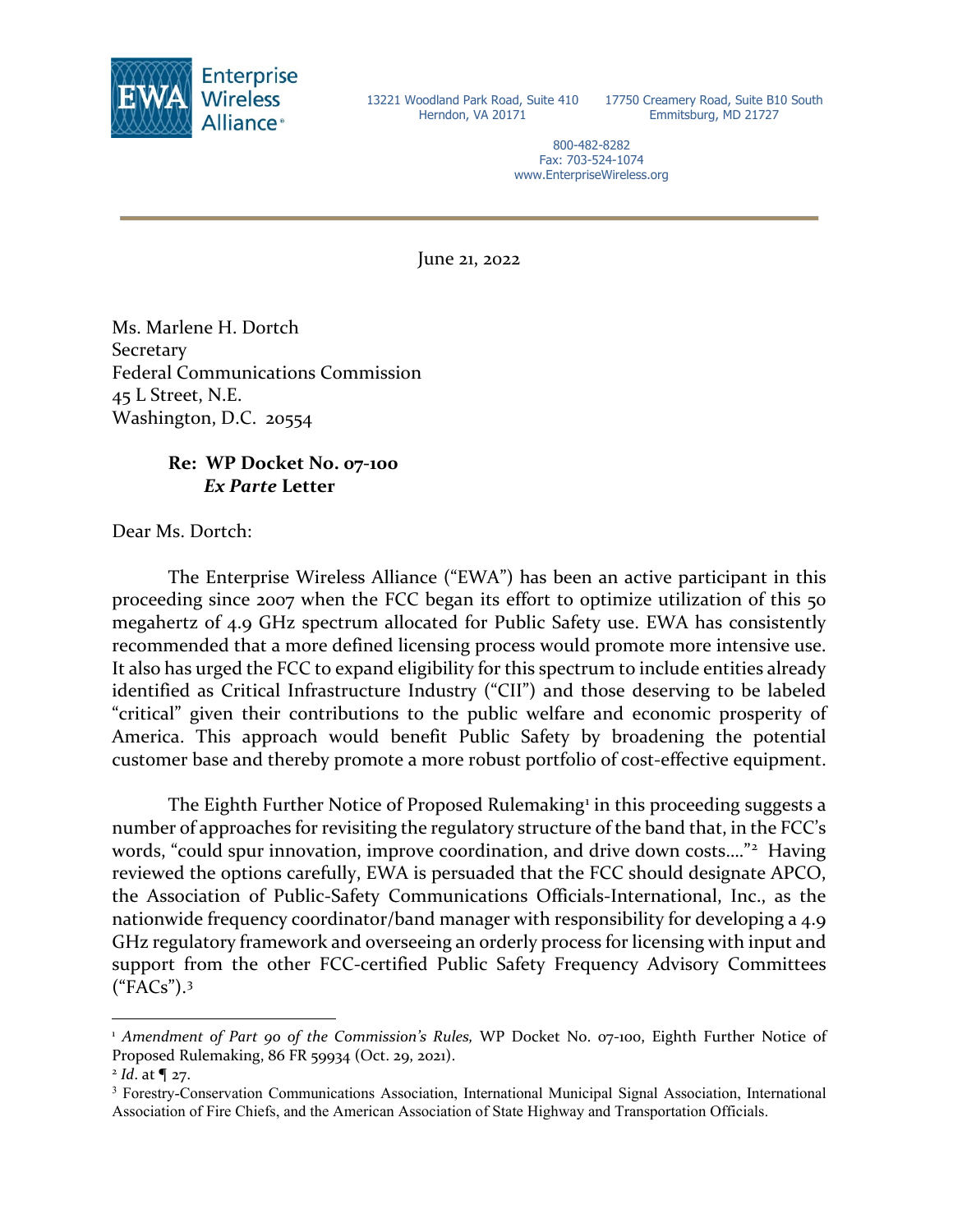**Enterprise Wireless Alliance**

13221 Woodland Park Road, Suite 410
Herndon, VA 20171

17750 Creamery Road, Suite B10 South
Emmitsburg, MD 21727

800-482-8282
Fax: 703-524-1074
www.EnterpriseWireless.org

June 21, 2022

Ms. Marlene H. Dortch
Secretary
Federal Communications Commission
45 L Street, N.E.
Washington, D.C. 20554

**Re: WP Docket No. 07-100**
***Ex Parte* Letter**

Dear Ms. Dortch:

The Enterprise Wireless Alliance ("EWA") has been an active participant in this proceeding since 2007 when the FCC began its effort to optimize utilization of this 50 megahertz of 4.9 GHz spectrum allocated for Public Safety use. EWA has consistently recommended that a more defined licensing process would promote more intensive use. It also has urged the FCC to expand eligibility for this spectrum to include entities already identified as Critical Infrastructure Industry ("CII") and those deserving to be labeled "critical" given their contributions to the public welfare and economic prosperity of America. This approach would benefit Public Safety by broadening the potential customer base and thereby promote a more robust portfolio of cost-effective equipment.

The Eighth Further Notice of Proposed Rulemaking[1] in this proceeding suggests a number of approaches for revisiting the regulatory structure of the band that, in the FCC's words, "could spur innovation, improve coordination, and drive down costs…."[2] Having reviewed the options carefully, EWA is persuaded that the FCC should designate APCO, the Association of Public-Safety Communications Officials-International, Inc., as the nationwide frequency coordinator/band manager with responsibility for developing a 4.9 GHz regulatory framework and overseeing an orderly process for licensing with input and support from the other FCC-certified Public Safety Frequency Advisory Committees ("FACs").[3]

---

[1] *Amendment of Part 90 of the Commission's Rules,* WP Docket No. 07-100, Eighth Further Notice of Proposed Rulemaking, 86 FR 59934 (Oct. 29, 2021).

[2] *Id*. at ¶ 27.

[3] Forestry-Conservation Communications Association, International Municipal Signal Association, International Association of Fire Chiefs, and the American Association of State Highway and Transportation Officials.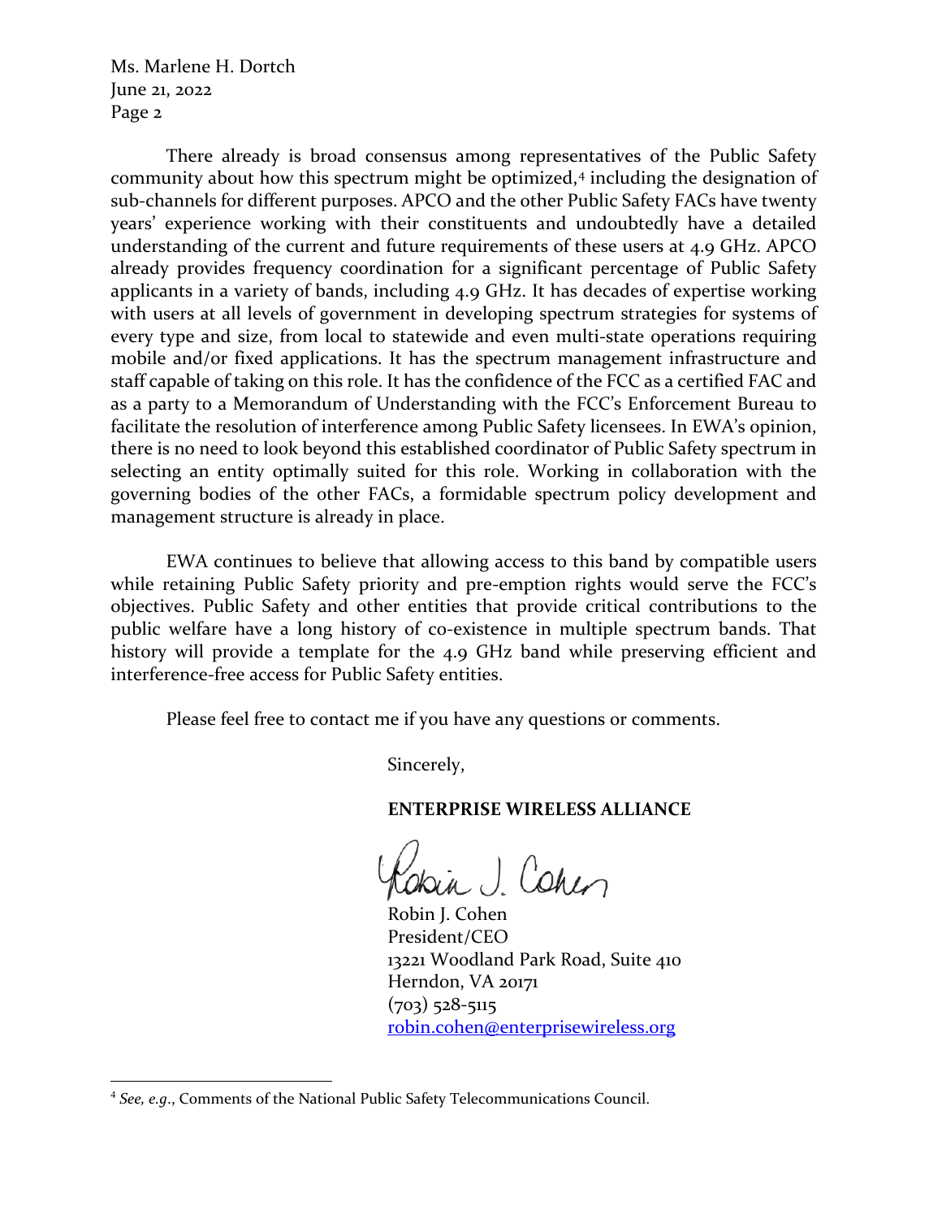There already is broad consensus among representatives of the Public Safety community about how this spectrum might be optimized,[4] including the designation of sub-channels for different purposes. APCO and the other Public Safety FACs have twenty years' experience working with their constituents and undoubtedly have a detailed understanding of the current and future requirements of these users at 4.9 GHz. APCO already provides frequency coordination for a significant percentage of Public Safety applicants in a variety of bands, including 4.9 GHz. It has decades of expertise working with users at all levels of government in developing spectrum strategies for systems of every type and size, from local to statewide and even multi-state operations requiring mobile and/or fixed applications. It has the spectrum management infrastructure and staff capable of taking on this role. It has the confidence of the FCC as a certified FAC and as a party to a Memorandum of Understanding with the FCC's Enforcement Bureau to facilitate the resolution of interference among Public Safety licensees. In EWA's opinion, there is no need to look beyond this established coordinator of Public Safety spectrum in selecting an entity optimally suited for this role. Working in collaboration with the governing bodies of the other FACs, a formidable spectrum policy development and management structure is already in place.

EWA continues to believe that allowing access to this band by compatible users while retaining Public Safety priority and pre-emption rights would serve the FCC's objectives. Public Safety and other entities that provide critical contributions to the public welfare have a long history of co-existence in multiple spectrum bands. That history will provide a template for the 4.9 GHz band while preserving efficient and interference-free access for Public Safety entities.

Please feel free to contact me if you have any questions or comments.

Sincerely,

**ENTERPRISE WIRELESS ALLIANCE**

Robin J. Cohen
President/CEO
13221 Woodland Park Road, Suite 410
Herndon, VA 20171
(703) 528-5115
robin.cohen@enterprisewireless.org

---

[4] *See, e.g.*, Comments of the National Public Safety Telecommunications Council.